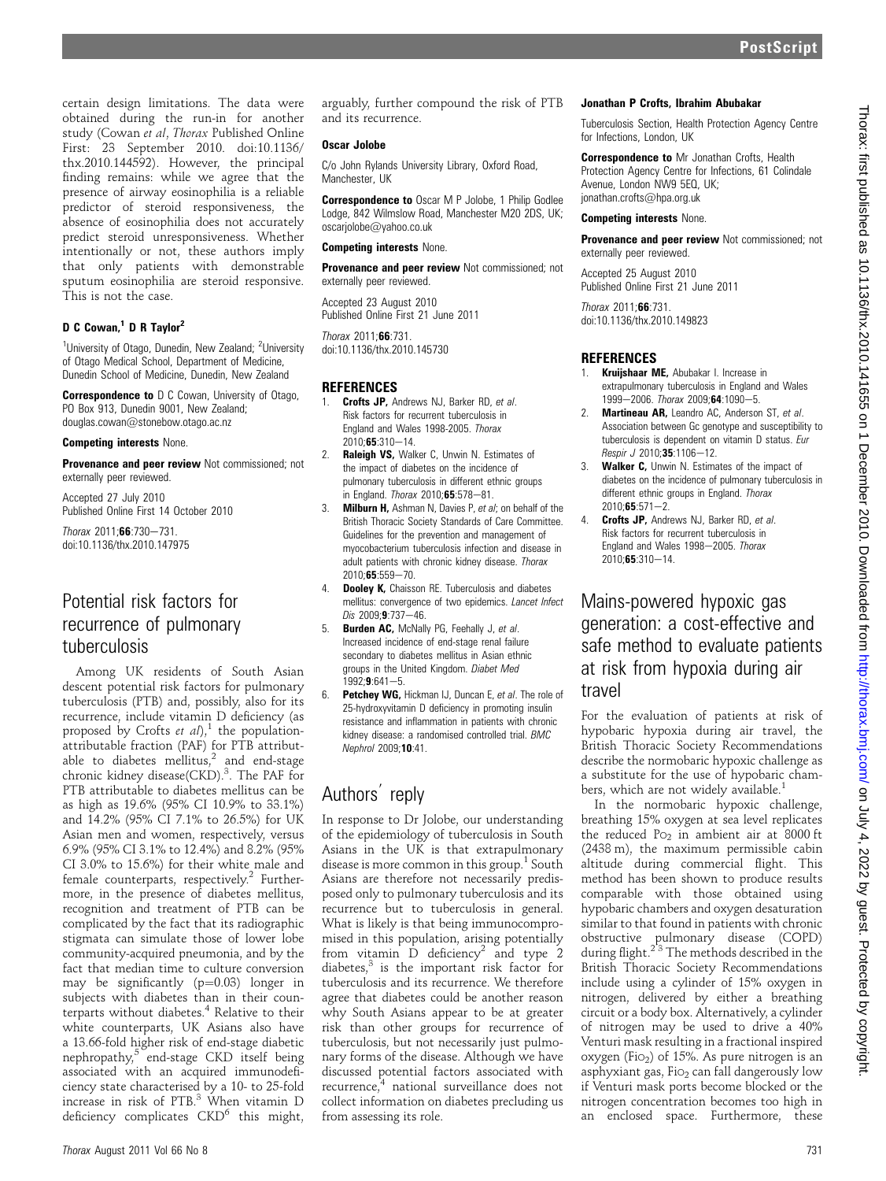certain design limitations. The data were obtained during the run-in for another study (Cowan *et al*, *Thorax* Published Online First: 23 September 2010. doi:10.1136/thx.2010.144592). However, the principal finding remains: while we agree that the presence of airway eosinophilia is a reliable predictor of steroid responsiveness, the absence of eosinophilia does not accurately predict steroid unresponsiveness. Whether intentionally or not, these authors imply that only patients with demonstrable sputum eosinophilia are steroid responsive. This is not the case.

**D C Cowan,[1] D R Taylor[2]**

[1]University of Otago, Dunedin, New Zealand; [2]University of Otago Medical School, Department of Medicine, Dunedin School of Medicine, Dunedin, New Zealand

**Correspondence to** D C Cowan, University of Otago, PO Box 913, Dunedin 9001, New Zealand; douglas.cowan@stonebow.otago.ac.nz

**Competing interests** None.

**Provenance and peer review** Not commissioned; not externally peer reviewed.

Accepted 27 July 2010
Published Online First 14 October 2010

*Thorax* 2011;**66**:730–731.
doi:10.1136/thx.2010.147975

# Potential risk factors for recurrence of pulmonary tuberculosis

Among UK residents of South Asian descent potential risk factors for pulmonary tuberculosis (PTB) and, possibly, also for its recurrence, include vitamin D deficiency (as proposed by Crofts *et al*),[1] the population-attributable fraction (PAF) for PTB attributable to diabetes mellitus,[2] and end-stage chronic kidney disease(CKD).[3] The PAF for PTB attributable to diabetes mellitus can be as high as 19.6% (95% CI 10.9% to 33.1%) and 14.2% (95% CI 7.1% to 26.5%) for UK Asian men and women, respectively, versus 6.9% (95% CI 3.1% to 12.4%) and 8.2% (95% CI 3.0% to 15.6%) for their white male and female counterparts, respectively.[2] Furthermore, in the presence of diabetes mellitus, recognition and treatment of PTB can be complicated by the fact that its radiographic stigmata can simulate those of lower lobe community-acquired pneumonia, and by the fact that median time to culture conversion may be significantly ($p=0.03$) longer in subjects with diabetes than in their counterparts without diabetes.[4] Relative to their white counterparts, UK Asians also have a 13.66-fold higher risk of end-stage diabetic nephropathy,[5] end-stage CKD itself being associated with an acquired immunodeficiency state characterised by a 10- to 25-fold increase in risk of PTB.[3] When vitamin D deficiency complicates CKD[6] this might, arguably, further compound the risk of PTB and its recurrence.

**Oscar Jolobe**

C/o John Rylands University Library, Oxford Road, Manchester, UK

**Correspondence to** Oscar M P Jolobe, 1 Philip Godlee Lodge, 842 Wilmslow Road, Manchester M20 2DS, UK; oscarjolobe@yahoo.co.uk

**Competing interests** None.

**Provenance and peer review** Not commissioned; not externally peer reviewed.

Accepted 23 August 2010
Published Online First 21 June 2011

*Thorax* 2011;**66**:731.
doi:10.1136/thx.2010.145730

## REFERENCES

1. **Crofts JP**, Andrews NJ, Barker RD, *et al*. Risk factors for recurrent tuberculosis in England and Wales 1998-2005. *Thorax* 2010;**65**:310–14.
2. **Raleigh VS**, Walker C, Unwin N. Estimates of the impact of diabetes on the incidence of pulmonary tuberculosis in different ethnic groups in England. *Thorax* 2010;**65**:578–81.
3. **Milburn H**, Ashman N, Davies P, *et al*; on behalf of the British Thoracic Society Standards of Care Committee. Guidelines for the prevention and management of myocobacterium tuberculosis infection and disease in adult patients with chronic kidney disease. *Thorax* 2010;**65**:559–70.
4. **Dooley K**, Chaisson RE. Tuberculosis and diabetes mellitus: convergence of two epidemics. *Lancet Infect Dis* 2009;**9**:737–46.
5. **Burden AC**, McNally PG, Feehally J, *et al*. Increased incidence of end-stage renal failure secondary to diabetes mellitus in Asian ethnic groups in the United Kingdom. *Diabet Med* 1992;**9**:641–5.
6. **Petchey WG**, Hickman IJ, Duncan E, *et al*. The role of 25-hydroxyvitamin D deficiency in promoting insulin resistance and inflammation in patients with chronic kidney disease: a randomised controlled trial. *BMC Nephrol* 2009;**10**:41.

# Authors' reply

In response to Dr Jolobe, our understanding of the epidemiology of tuberculosis in South Asians in the UK is that extrapulmonary disease is more common in this group.[1] South Asians are therefore not necessarily predisposed only to pulmonary tuberculosis and its recurrence but to tuberculosis in general. What is likely is that being immunocompromised in this population, arising potentially from vitamin D deficiency[2] and type 2 diabetes,[3] is the important risk factor for tuberculosis and its recurrence. We therefore agree that diabetes could be another reason why South Asians appear to be at greater risk than other groups for recurrence of tuberculosis, but not necessarily just pulmonary forms of the disease. Although we have discussed potential factors associated with recurrence,[4] national surveillance does not collect information on diabetes precluding us from assessing its role.

**Jonathan P Crofts, Ibrahim Abubakar**

Tuberculosis Section, Health Protection Agency Centre for Infections, London, UK

**Correspondence to** Mr Jonathan Crofts, Health Protection Agency Centre for Infections, 61 Colindale Avenue, London NW9 5EQ, UK; jonathan.crofts@hpa.org.uk

**Competing interests** None.

**Provenance and peer review** Not commissioned; not externally peer reviewed.

Accepted 25 August 2010
Published Online First 21 June 2011

*Thorax* 2011;**66**:731.
doi:10.1136/thx.2010.149823

## REFERENCES

1. **Kruijshaar ME**, Abubakar I. Increase in extrapulmonary tuberculosis in England and Wales 1999–2006. *Thorax* 2009;**64**:1090–5.
2. **Martineau AR**, Leandro AC, Anderson ST, *et al*. Association between Gc genotype and susceptibility to tuberculosis is dependent on vitamin D status. *Eur Respir J* 2010;**35**:1106–12.
3. **Walker C**, Unwin N. Estimates of the impact of diabetes on the incidence of pulmonary tuberculosis in different ethnic groups in England. *Thorax* 2010;**65**:571–2.
4. **Crofts JP**, Andrews NJ, Barker RD, *et al*. Risk factors for recurrent tuberculosis in England and Wales 1998–2005. *Thorax* 2010;**65**:310–14.

# Mains-powered hypoxic gas generation: a cost-effective and safe method to evaluate patients at risk from hypoxia during air travel

For the evaluation of patients at risk of hypobaric hypoxia during air travel, the British Thoracic Society Recommendations describe the normobaric hypoxic challenge as a substitute for the use of hypobaric chambers, which are not widely available.[1]

In the normobaric hypoxic challenge, breathing 15% oxygen at sea level replicates the reduced $Po_2$ in ambient air at 8000 ft (2438 m), the maximum permissible cabin altitude during commercial flight. This method has been shown to produce results comparable with those obtained using hypobaric chambers and oxygen desaturation similar to that found in patients with chronic obstructive pulmonary disease (COPD) during flight.[2,3] The methods described in the British Thoracic Society Recommendations include using a cylinder of 15% oxygen in nitrogen, delivered by either a breathing circuit or a body box. Alternatively, a cylinder of nitrogen may be used to drive a 40% Venturi mask resulting in a fractional inspired oxygen ($Fio_2$) of 15%. As pure nitrogen is an asphyxiant gas, $Fio_2$ can fall dangerously low if Venturi mask ports become blocked or the nitrogen concentration becomes too high in an enclosed space. Furthermore, these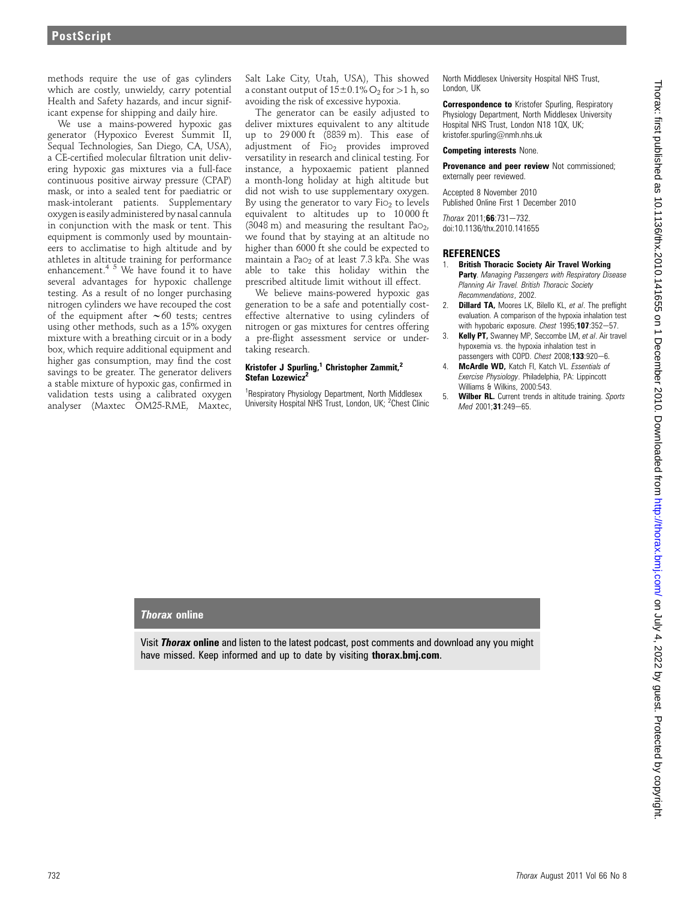methods require the use of gas cylinders which are costly, unwieldy, carry potential Health and Safety hazards, and incur significant expense for shipping and daily hire.

We use a mains-powered hypoxic gas generator (Hypoxico Everest Summit II, Sequal Technologies, San Diego, CA, USA), a CE-certified molecular filtration unit delivering hypoxic gas mixtures via a full-face continuous positive airway pressure (CPAP) mask, or into a sealed tent for paediatric or mask-intolerant patients. Supplementary oxygen is easily administered by nasal cannula in conjunction with the mask or tent. This equipment is commonly used by mountaineers to acclimatise to high altitude and by athletes in altitude training for performance enhancement.[4 5] We have found it to have several advantages for hypoxic challenge testing. As a result of no longer purchasing nitrogen cylinders we have recouped the cost of the equipment after ~60 tests; centres using other methods, such as a 15% oxygen mixture with a breathing circuit or in a body box, which require additional equipment and higher gas consumption, may find the cost savings to be greater. The generator delivers a stable mixture of hypoxic gas, confirmed in validation tests using a calibrated oxygen analyser (Maxtec OM25-RME, Maxtec, Salt Lake City, Utah, USA), This showed a constant output of $15\pm0.1\%$ $O_2$ for >1 h, so avoiding the risk of excessive hypoxia.

The generator can be easily adjusted to deliver mixtures equivalent to any altitude up to 29 000 ft (8839 m). This ease of adjustment of $FiO_2$ provides improved versatility in research and clinical testing. For instance, a hypoxaemic patient planned a month-long holiday at high altitude but did not wish to use supplementary oxygen. By using the generator to vary $FiO_2$ to levels equivalent to altitudes up to 10 000 ft (3048 m) and measuring the resultant $PaO_2$, we found that by staying at an altitude no higher than 6000 ft she could be expected to maintain a $PaO_2$ of at least 7.3 kPa. She was able to take this holiday within the prescribed altitude limit without ill effect.

We believe mains-powered hypoxic gas generation to be a safe and potentially cost-effective alternative to using cylinders of nitrogen or gas mixtures for centres offering a pre-flight assessment service or undertaking research.

**Kristofer J Spurling,[1] Christopher Zammit,[2] Stefan Lozewicz[2]**

[1]Respiratory Physiology Department, North Middlesex University Hospital NHS Trust, London, UK; [2]Chest Clinic North Middlesex University Hospital NHS Trust, London, UK

**Correspondence to** Kristofer Spurling, Respiratory Physiology Department, North Middlesex University Hospital NHS Trust, London N18 1QX, UK; kristofer.spurling@nmh.nhs.uk

**Competing interests** None.

**Provenance and peer review** Not commissioned; externally peer reviewed.

Accepted 8 November 2010
Published Online First 1 December 2010

*Thorax* 2011;**66**:731—732.
doi:10.1136/thx.2010.141655

## REFERENCES

1. **British Thoracic Society Air Travel Working Party**. *Managing Passengers with Respiratory Disease Planning Air Travel. British Thoracic Society Recommendations*, 2002.
2. **Dillard TA,** Moores LK, Bilello KL, *et al*. The preflight evaluation. A comparison of the hypoxia inhalation test with hypobaric exposure. *Chest* 1995;**107**:352—57.
3. **Kelly PT,** Swanney MP, Seccombe LM, *et al*. Air travel hypoxemia vs. the hypoxia inhalation test in passengers with COPD. *Chest* 2008;**133**:920—6.
4. **McArdle WD,** Katch FI, Katch VL. *Essentials of Exercise Physiology*. Philadelphia, PA: Lippincott Williams & Wilkins, 2000:543.
5. **Wilber RL.** Current trends in altitude training. *Sports Med* 2001;**31**:249—65.

## *Thorax* online

Visit ***Thorax* online** and listen to the latest podcast, post comments and download any you might have missed. Keep informed and up to date by visiting **thorax.bmj.com**.